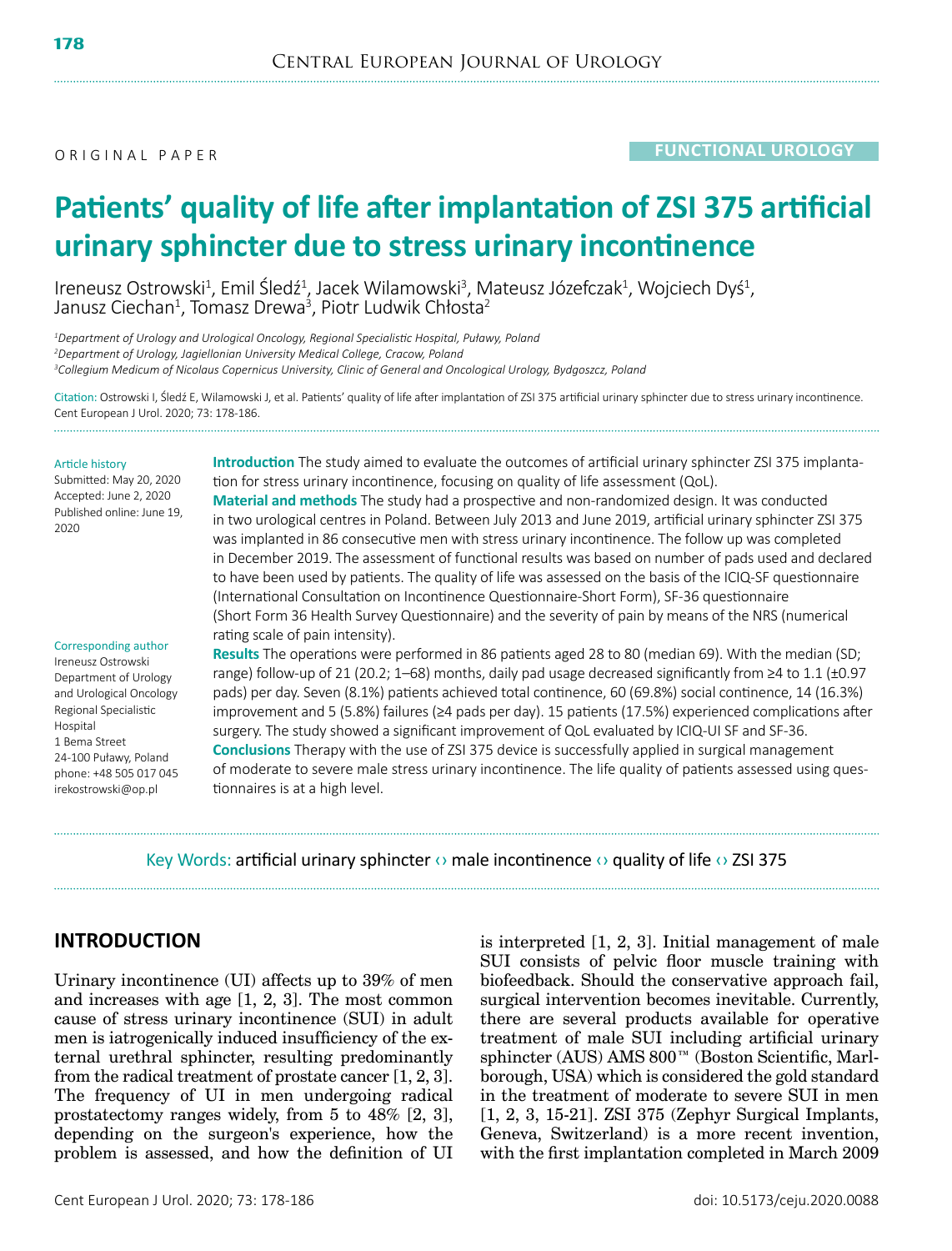ORIGINAL PAPER

FUNCTIONAL UROLOGY

# Patients' quality of life after implantation of ZSI 375 artificial urinary sphincter due to stress urinary incontinence

Ireneusz Ostrowski[1], Emil Śledź[1], Jacek Wilamowski[3], Mateusz Józefczak[1], Wojciech Dyś[1], Janusz Ciechan[1], Tomasz Drewa[3], Piotr Ludwik Chłosta[2]

[1] *Department of Urology and Urological Oncology, Regional Specialistic Hospital, Puławy, Poland*
[2] *Department of Urology, Jagiellonian University Medical College, Cracow, Poland*
[3] *Collegium Medicum of Nicolaus Copernicus University, Clinic of General and Oncological Urology, Bydgoszcz, Poland*

Citation: Ostrowski I, Śledź E, Wilamowski J, et al. Patients' quality of life after implantation of ZSI 375 artificial urinary sphincter due to stress urinary incontinence. Cent European J Urol. 2020; 73: 178-186.

**Article history**
Submitted: May 20, 2020
Accepted: June 2, 2020
Published online: June 19, 2020

**Corresponding author**
Ireneusz Ostrowski
Department of Urology and Urological Oncology
Regional Specialistic Hospital
1 Bema Street
24-100 Puławy, Poland
phone: +48 505 017 045
irekostrowski@op.pl

**Introduction** The study aimed to evaluate the outcomes of artificial urinary sphincter ZSI 375 implantation for stress urinary incontinence, focusing on quality of life assessment (QoL).

**Material and methods** The study had a prospective and non-randomized design. It was conducted in two urological centres in Poland. Between July 2013 and June 2019, artificial urinary sphincter ZSI 375 was implanted in 86 consecutive men with stress urinary incontinence. The follow up was completed in December 2019. The assessment of functional results was based on number of pads used and declared to have been used by patients. The quality of life was assessed on the basis of the ICIQ-SF questionnaire (International Consultation on Incontinence Questionnaire-Short Form), SF-36 questionnaire (Short Form 36 Health Survey Questionnaire) and the severity of pain by means of the NRS (numerical rating scale of pain intensity).

**Results** The operations were performed in 86 patients aged 28 to 80 (median 69). With the median (SD; range) follow-up of 21 (20.2; 1–68) months, daily pad usage decreased significantly from ≥4 to 1.1 (±0.97 pads) per day. Seven (8.1%) patients achieved total continence, 60 (69.8%) social continence, 14 (16.3%) improvement and 5 (5.8%) failures (≥4 pads per day). 15 patients (17.5%) experienced complications after surgery. The study showed a significant improvement of QoL evaluated by ICIQ-UI SF and SF-36.

**Conclusions** Therapy with the use of ZSI 375 device is successfully applied in surgical management of moderate to severe male stress urinary incontinence. The life quality of patients assessed using questionnaires is at a high level.

Key Words: artificial urinary sphincter ‹› male incontinence ‹› quality of life ‹› ZSI 375

## INTRODUCTION

Urinary incontinence (UI) affects up to 39% of men and increases with age [1, 2, 3]. The most common cause of stress urinary incontinence (SUI) in adult men is iatrogenically induced insufficiency of the external urethral sphincter, resulting predominantly from the radical treatment of prostate cancer [1, 2, 3]. The frequency of UI in men undergoing radical prostatectomy ranges widely, from 5 to 48% [2, 3], depending on the surgeon's experience, how the problem is assessed, and how the definition of UI is interpreted [1, 2, 3]. Initial management of male SUI consists of pelvic floor muscle training with biofeedback. Should the conservative approach fail, surgical intervention becomes inevitable. Currently, there are several products available for operative treatment of male SUI including artificial urinary sphincter (AUS) AMS 800™ (Boston Scientific, Marlborough, USA) which is considered the gold standard in the treatment of moderate to severe SUI in men [1, 2, 3, 15-21]. ZSI 375 (Zephyr Surgical Implants, Geneva, Switzerland) is a more recent invention, with the first implantation completed in March 2009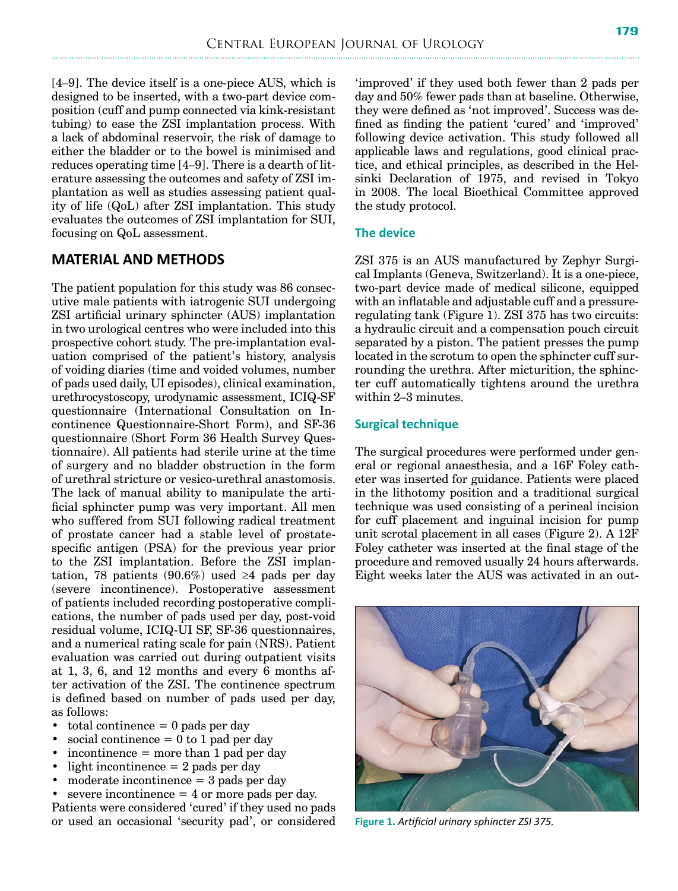[4–9]. The device itself is a one-piece AUS, which is designed to be inserted, with a two-part device composition (cuff and pump connected via kink-resistant tubing) to ease the ZSI implantation process. With a lack of abdominal reservoir, the risk of damage to either the bladder or to the bowel is minimised and reduces operating time [4–9]. There is a dearth of literature assessing the outcomes and safety of ZSI implantation as well as studies assessing patient quality of life (QoL) after ZSI implantation. This study evaluates the outcomes of ZSI implantation for SUI, focusing on QoL assessment.

## MATERIAL AND METHODS

The patient population for this study was 86 consecutive male patients with iatrogenic SUI undergoing ZSI artificial urinary sphincter (AUS) implantation in two urological centres who were included into this prospective cohort study. The pre-implantation evaluation comprised of the patient's history, analysis of voiding diaries (time and voided volumes, number of pads used daily, UI episodes), clinical examination, urethrocystoscopy, urodynamic assessment, ICIQ-SF questionnaire (International Consultation on Incontinence Questionnaire-Short Form), and SF-36 questionnaire (Short Form 36 Health Survey Questionnaire). All patients had sterile urine at the time of surgery and no bladder obstruction in the form of urethral stricture or vesico-urethral anastomosis. The lack of manual ability to manipulate the artificial sphincter pump was very important. All men who suffered from SUI following radical treatment of prostate cancer had a stable level of prostate-specific antigen (PSA) for the previous year prior to the ZSI implantation. Before the ZSI implantation, 78 patients (90.6%) used ≥4 pads per day (severe incontinence). Postoperative assessment of patients included recording postoperative complications, the number of pads used per day, post-void residual volume, ICIQ-UI SF, SF-36 questionnaires, and a numerical rating scale for pain (NRS). Patient evaluation was carried out during outpatient visits at 1, 3, 6, and 12 months and every 6 months after activation of the ZSI. The continence spectrum is defined based on number of pads used per day, as follows:

- total continence = 0 pads per day
- social continence = 0 to 1 pad per day
- incontinence = more than 1 pad per day
- light incontinence = 2 pads per day
- moderate incontinence = 3 pads per day
- severe incontinence = 4 or more pads per day.

Patients were considered 'cured' if they used no pads or used an occasional 'security pad', or considered 'improved' if they used both fewer than 2 pads per day and 50% fewer pads than at baseline. Otherwise, they were defined as 'not improved'. Success was defined as finding the patient 'cured' and 'improved' following device activation. This study followed all applicable laws and regulations, good clinical practice, and ethical principles, as described in the Helsinki Declaration of 1975, and revised in Tokyo in 2008. The local Bioethical Committee approved the study protocol.

### The device

ZSI 375 is an AUS manufactured by Zephyr Surgical Implants (Geneva, Switzerland). It is a one-piece, two-part device made of medical silicone, equipped with an inflatable and adjustable cuff and a pressure-regulating tank (Figure 1). ZSI 375 has two circuits: a hydraulic circuit and a compensation pouch circuit separated by a piston. The patient presses the pump located in the scrotum to open the sphincter cuff surrounding the urethra. After micturition, the sphincter cuff automatically tightens around the urethra within 2–3 minutes.

### Surgical technique

The surgical procedures were performed under general or regional anaesthesia, and a 16F Foley catheter was inserted for guidance. Patients were placed in the lithotomy position and a traditional surgical technique was used consisting of a perineal incision for cuff placement and inguinal incision for pump unit scrotal placement in all cases (Figure 2). A 12F Foley catheter was inserted at the final stage of the procedure and removed usually 24 hours afterwards. Eight weeks later the AUS was activated in an out-

**Figure 1.** *Artificial urinary sphincter ZSI 375.*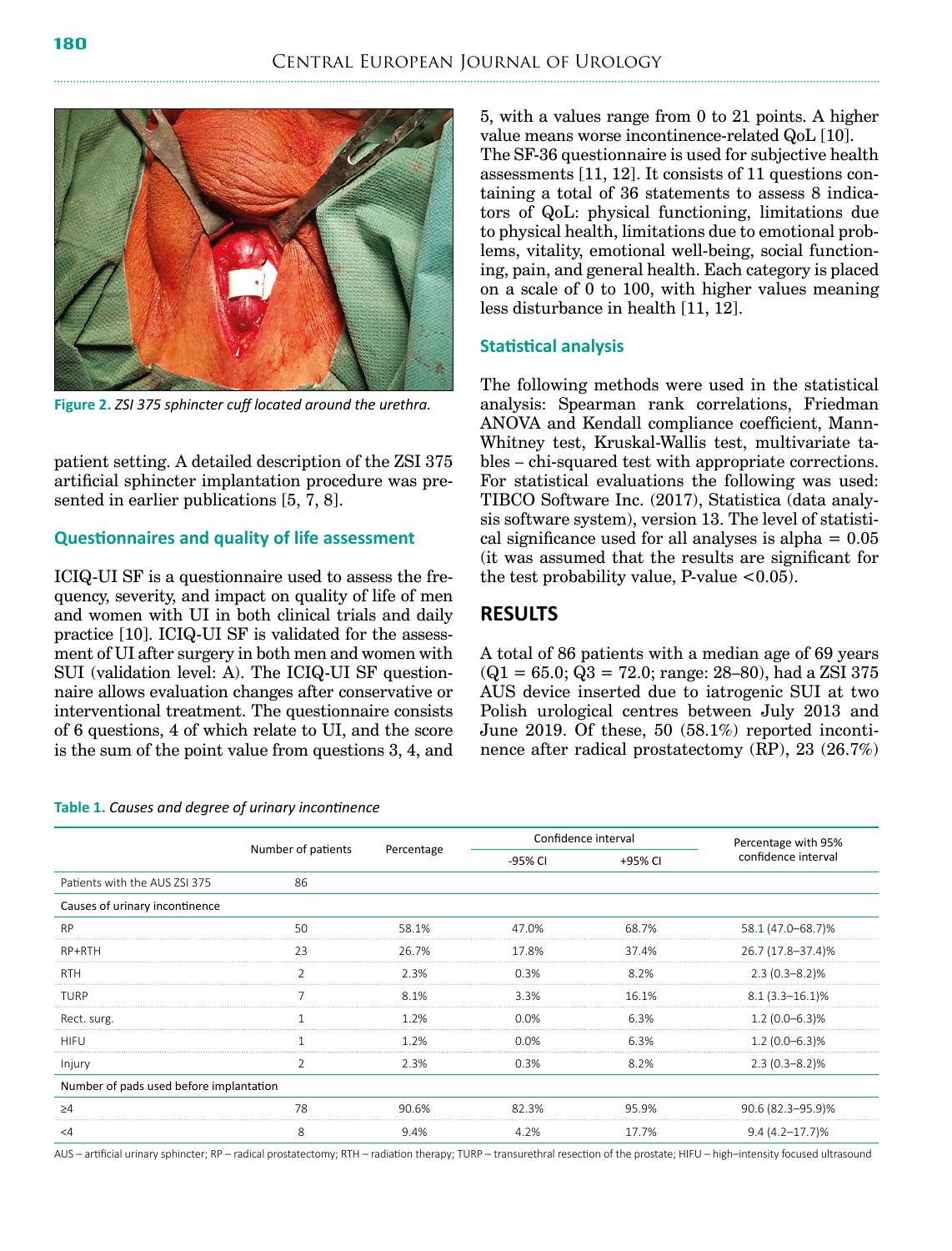Figure 2. *ZSI 375 sphincter cuff located around the urethra.*

patient setting. A detailed description of the ZSI 375 artificial sphincter implantation procedure was presented in earlier publications [5, 7, 8].

### Questionnaires and quality of life assessment

ICIQ-UI SF is a questionnaire used to assess the frequency, severity, and impact on quality of life of men and women with UI in both clinical trials and daily practice [10]. ICIQ-UI SF is validated for the assessment of UI after surgery in both men and women with SUI (validation level: A). The ICIQ-UI SF questionnaire allows evaluation changes after conservative or interventional treatment. The questionnaire consists of 6 questions, 4 of which relate to UI, and the score is the sum of the point value from questions 3, 4, and 5, with a values range from 0 to 21 points. A higher value means worse incontinence-related QoL [10].

The SF-36 questionnaire is used for subjective health assessments [11, 12]. It consists of 11 questions containing a total of 36 statements to assess 8 indicators of QoL: physical functioning, limitations due to physical health, limitations due to emotional problems, vitality, emotional well-being, social functioning, pain, and general health. Each category is placed on a scale of 0 to 100, with higher values meaning less disturbance in health [11, 12].

### Statistical analysis

The following methods were used in the statistical analysis: Spearman rank correlations, Friedman ANOVA and Kendall compliance coefficient, Mann-Whitney test, Kruskal-Wallis test, multivariate tables – chi-squared test with appropriate corrections. For statistical evaluations the following was used: TIBCO Software Inc. (2017), Statistica (data analysis software system), version 13. The level of statistical significance used for all analyses is alpha = 0.05 (it was assumed that the results are significant for the test probability value, P-value <0.05).

## RESULTS

A total of 86 patients with a median age of 69 years (Q1 = 65.0; Q3 = 72.0; range: 28–80), had a ZSI 375 AUS device inserted due to iatrogenic SUI at two Polish urological centres between July 2013 and June 2019. Of these, 50 (58.1%) reported incontinence after radical prostatectomy (RP), 23 (26.7%)

Table 1. *Causes and degree of urinary incontinence*

| | Number of patients | Percentage | Confidence interval | | Percentage with 95% confidence interval |
|---|---|---|---|---|---|
| | | | -95% CI | +95% CI | |
| Patients with the AUS ZSI 375 | 86 | | | | |
| Causes of urinary incontinence | | | | | |
| RP | 50 | 58.1% | 47.0% | 68.7% | 58.1 (47.0–68.7)% |
| RP+RTH | 23 | 26.7% | 17.8% | 37.4% | 26.7 (17.8–37.4)% |
| RTH | 2 | 2.3% | 0.3% | 8.2% | 2.3 (0.3–8.2)% |
| TURP | 7 | 8.1% | 3.3% | 16.1% | 8.1 (3.3–16.1)% |
| Rect. surg. | 1 | 1.2% | 0.0% | 6.3% | 1.2 (0.0–6.3)% |
| HIFU | 1 | 1.2% | 0.0% | 6.3% | 1.2 (0.0–6.3)% |
| Injury | 2 | 2.3% | 0.3% | 8.2% | 2.3 (0.3–8.2)% |
| Number of pads used before implantation | | | | | |
| ≥4 | 78 | 90.6% | 82.3% | 95.9% | 90.6 (82.3–95.9)% |
| <4 | 8 | 9.4% | 4.2% | 17.7% | 9.4 (4.2–17.7)% |

AUS – artificial urinary sphincter; RP – radical prostatectomy; RTH – radiation therapy; TURP – transurethral resection of the prostate; HIFU – high–intensity focused ultrasound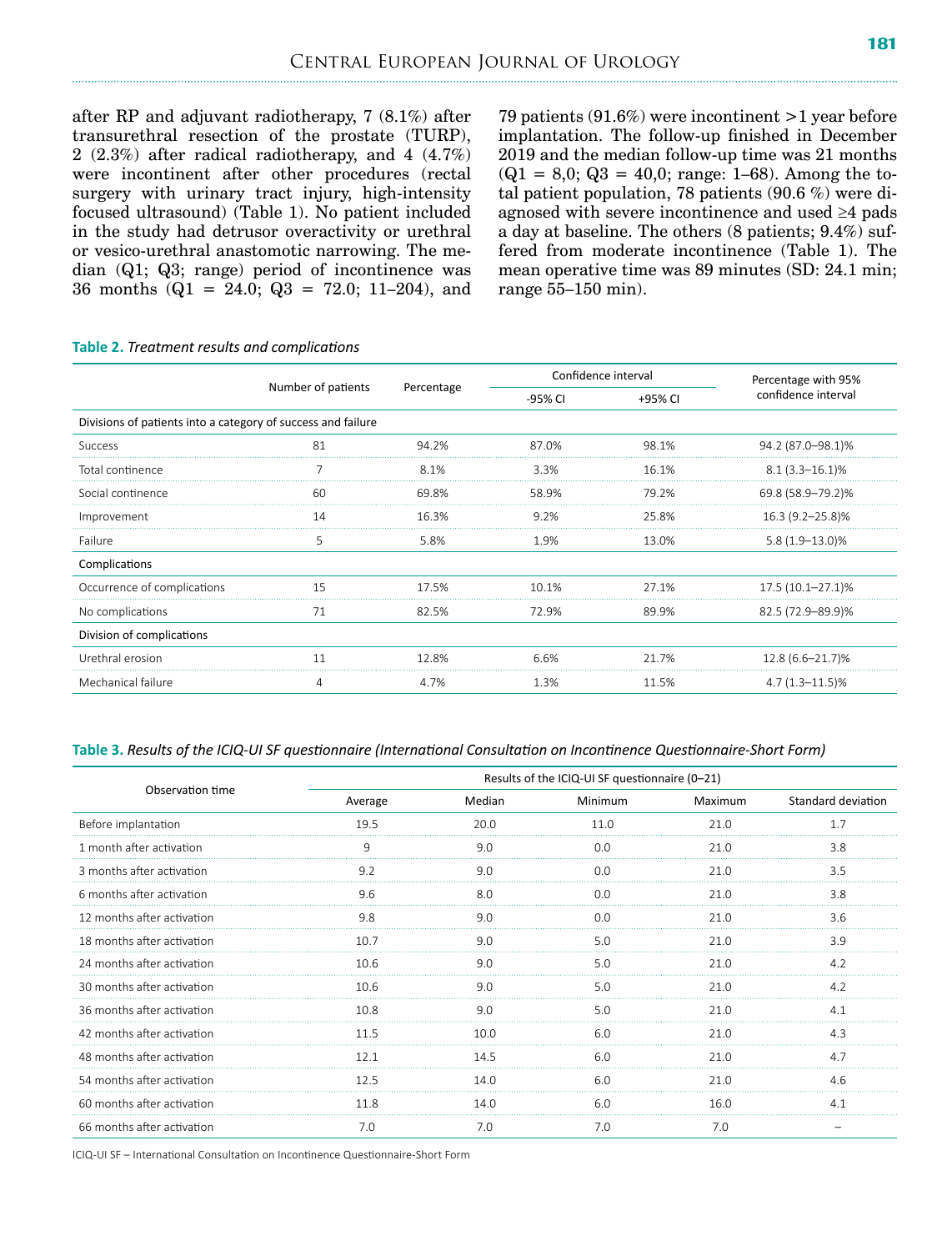after RP and adjuvant radiotherapy, 7 (8.1%) after transurethral resection of the prostate (TURP), 2 (2.3%) after radical radiotherapy, and 4 (4.7%) were incontinent after other procedures (rectal surgery with urinary tract injury, high-intensity focused ultrasound) (Table 1). No patient included in the study had detrusor overactivity or urethral or vesico-urethral anastomotic narrowing. The median (Q1; Q3; range) period of incontinence was 36 months (Q1 = 24.0; Q3 = 72.0; 11–204), and 79 patients (91.6%) were incontinent >1 year before implantation. The follow-up finished in December 2019 and the median follow-up time was 21 months (Q1 = 8,0; Q3 = 40,0; range: 1–68). Among the total patient population, 78 patients (90.6 %) were diagnosed with severe incontinence and used ≥4 pads a day at baseline. The others (8 patients; 9.4%) suffered from moderate incontinence (Table 1). The mean operative time was 89 minutes (SD: 24.1 min; range 55–150 min).

**Table 2.** *Treatment results and complications*

| | Number of patients | Percentage | Confidence interval | | Percentage with 95% confidence interval |
|---|---|---|---|---|---|
| | | | -95% CI | +95% CI | |
| **Divisions of patients into a category of success and failure** | | | | | |
| Success | 81 | 94.2% | 87.0% | 98.1% | 94.2 (87.0–98.1)% |
| Total continence | 7 | 8.1% | 3.3% | 16.1% | 8.1 (3.3–16.1)% |
| Social continence | 60 | 69.8% | 58.9% | 79.2% | 69.8 (58.9–79.2)% |
| Improvement | 14 | 16.3% | 9.2% | 25.8% | 16.3 (9.2–25.8)% |
| Failure | 5 | 5.8% | 1.9% | 13.0% | 5.8 (1.9–13.0)% |
| **Complications** | | | | | |
| Occurrence of complications | 15 | 17.5% | 10.1% | 27.1% | 17.5 (10.1–27.1)% |
| No complications | 71 | 82.5% | 72.9% | 89.9% | 82.5 (72.9–89.9)% |
| **Division of complications** | | | | | |
| Urethral erosion | 11 | 12.8% | 6.6% | 21.7% | 12.8 (6.6–21.7)% |
| Mechanical failure | 4 | 4.7% | 1.3% | 11.5% | 4.7 (1.3–11.5)% |

**Table 3.** *Results of the ICIQ-UI SF questionnaire (International Consultation on Incontinence Questionnaire-Short Form)*

| Observation time | Results of the ICIQ-UI SF questionnaire (0–21) | | | | |
|---|---|---|---|---|---|
| | Average | Median | Minimum | Maximum | Standard deviation |
| Before implantation | 19.5 | 20.0 | 11.0 | 21.0 | 1.7 |
| 1 month after activation | 9 | 9.0 | 0.0 | 21.0 | 3.8 |
| 3 months after activation | 9.2 | 9.0 | 0.0 | 21.0 | 3.5 |
| 6 months after activation | 9.6 | 8.0 | 0.0 | 21.0 | 3.8 |
| 12 months after activation | 9.8 | 9.0 | 0.0 | 21.0 | 3.6 |
| 18 months after activation | 10.7 | 9.0 | 5.0 | 21.0 | 3.9 |
| 24 months after activation | 10.6 | 9.0 | 5.0 | 21.0 | 4.2 |
| 30 months after activation | 10.6 | 9.0 | 5.0 | 21.0 | 4.2 |
| 36 months after activation | 10.8 | 9.0 | 5.0 | 21.0 | 4.1 |
| 42 months after activation | 11.5 | 10.0 | 6.0 | 21.0 | 4.3 |
| 48 months after activation | 12.1 | 14.5 | 6.0 | 21.0 | 4.7 |
| 54 months after activation | 12.5 | 14.0 | 6.0 | 21.0 | 4.6 |
| 60 months after activation | 11.8 | 14.0 | 6.0 | 16.0 | 4.1 |
| 66 months after activation | 7.0 | 7.0 | 7.0 | 7.0 | – |

ICIQ-UI SF – International Consultation on Incontinence Questionnaire-Short Form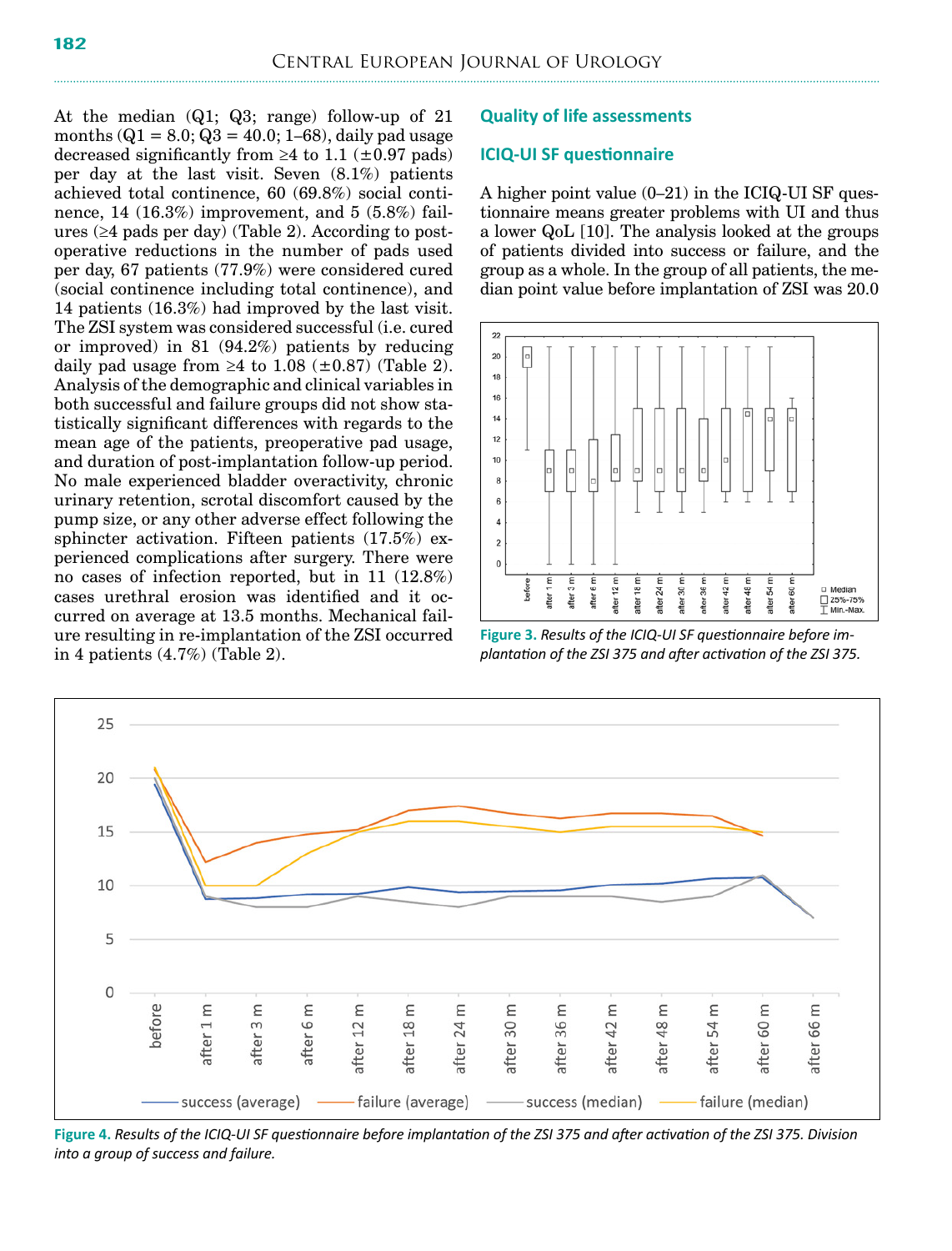At the median (Q1; Q3; range) follow-up of 21 months (Q1 = 8.0; Q3 = 40.0; 1–68), daily pad usage decreased significantly from ≥4 to 1.1 (±0.97 pads) per day at the last visit. Seven (8.1%) patients achieved total continence, 60 (69.8%) social continence, 14 (16.3%) improvement, and 5 (5.8%) failures (≥4 pads per day) (Table 2). According to postoperative reductions in the number of pads used per day, 67 patients (77.9%) were considered cured (social continence including total continence), and 14 patients (16.3%) had improved by the last visit. The ZSI system was considered successful (i.e. cured or improved) in 81 (94.2%) patients by reducing daily pad usage from ≥4 to 1.08 (±0.87) (Table 2). Analysis of the demographic and clinical variables in both successful and failure groups did not show statistically significant differences with regards to the mean age of the patients, preoperative pad usage, and duration of post-implantation follow-up period. No male experienced bladder overactivity, chronic urinary retention, scrotal discomfort caused by the pump size, or any other adverse effect following the sphincter activation. Fifteen patients (17.5%) experienced complications after surgery. There were no cases of infection reported, but in 11 (12.8%) cases urethral erosion was identified and it occurred on average at 13.5 months. Mechanical failure resulting in re-implantation of the ZSI occurred in 4 patients (4.7%) (Table 2).

## Quality of life assessments

### ICIQ-UI SF questionnaire

A higher point value (0–21) in the ICIQ-UI SF questionnaire means greater problems with UI and thus a lower QoL [10]. The analysis looked at the groups of patients divided into success or failure, and the group as a whole. In the group of all patients, the median point value before implantation of ZSI was 20.0

**Figure 3.** *Results of the ICIQ-UI SF questionnaire before implantation of the ZSI 375 and after activation of the ZSI 375.*

**Figure 4.** *Results of the ICIQ-UI SF questionnaire before implantation of the ZSI 375 and after activation of the ZSI 375. Division into a group of success and failure.*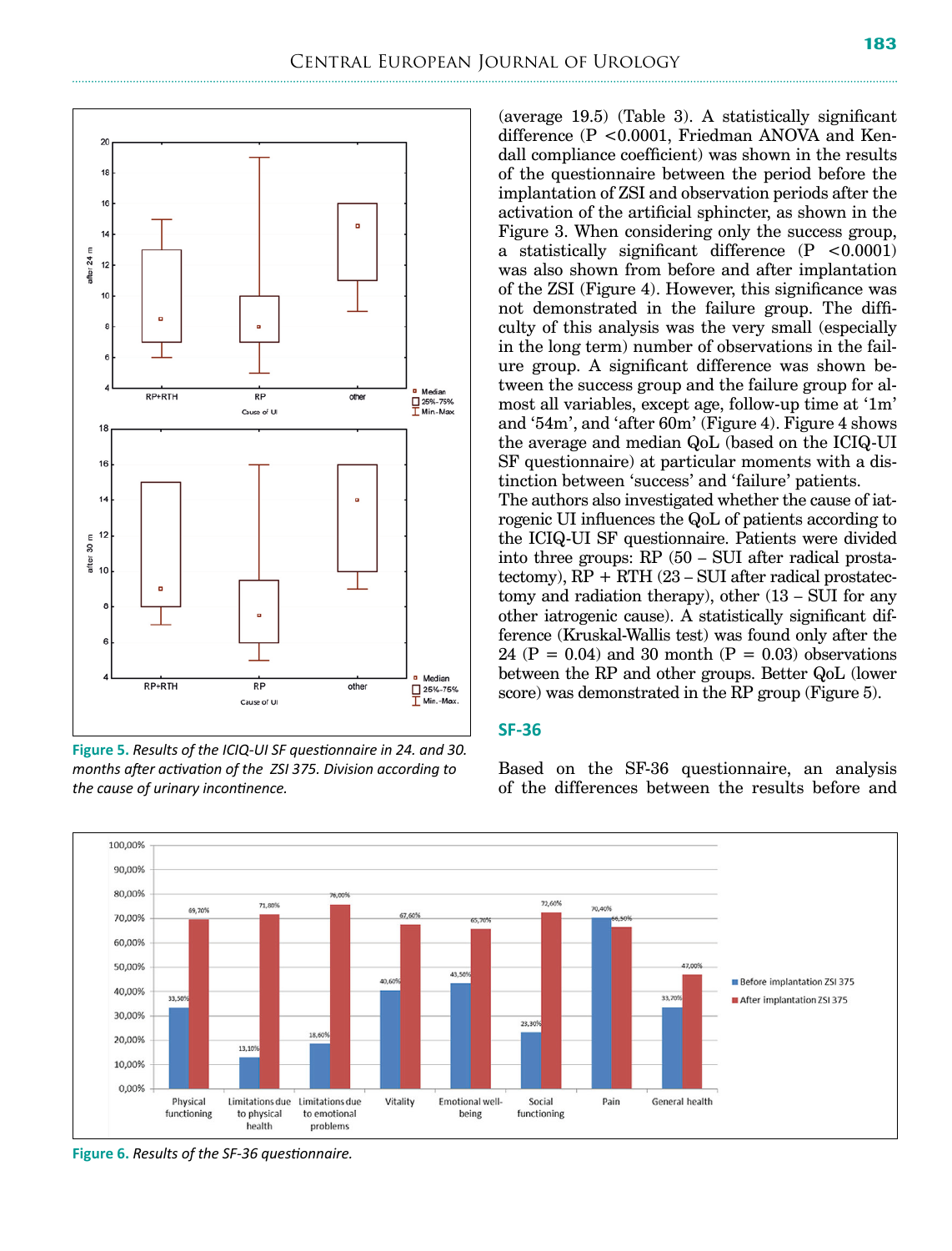(average 19.5) (Table 3). A statistically significant difference (P <0.0001, Friedman ANOVA and Kendall compliance coefficient) was shown in the results of the questionnaire between the period before the implantation of ZSI and observation periods after the activation of the artificial sphincter, as shown in the Figure 3. When considering only the success group, a statistically significant difference (P <0.0001) was also shown from before and after implantation of the ZSI (Figure 4). However, this significance was not demonstrated in the failure group. The difficulty of this analysis was the very small (especially in the long term) number of observations in the failure group. A significant difference was shown between the success group and the failure group for almost all variables, except age, follow-up time at '1m' and '54m', and 'after 60m' (Figure 4). Figure 4 shows the average and median QoL (based on the ICIQ-UI SF questionnaire) at particular moments with a distinction between 'success' and 'failure' patients.

The authors also investigated whether the cause of iatrogenic UI influences the QoL of patients according to the ICIQ-UI SF questionnaire. Patients were divided into three groups: RP (50 – SUI after radical prostatectomy), RP + RTH (23 – SUI after radical prostatectomy and radiation therapy), other (13 – SUI for any other iatrogenic cause). A statistically significant difference (Kruskal-Wallis test) was found only after the 24 (P = 0.04) and 30 month (P = 0.03) observations between the RP and other groups. Better QoL (lower score) was demonstrated in the RP group (Figure 5).

**Figure 5.** *Results of the ICIQ-UI SF questionnaire in 24. and 30. months after activation of the ZSI 375. Division according to the cause of urinary incontinence.*

## SF-36

Based on the SF-36 questionnaire, an analysis of the differences between the results before and

**Figure 6.** *Results of the SF-36 questionnaire.*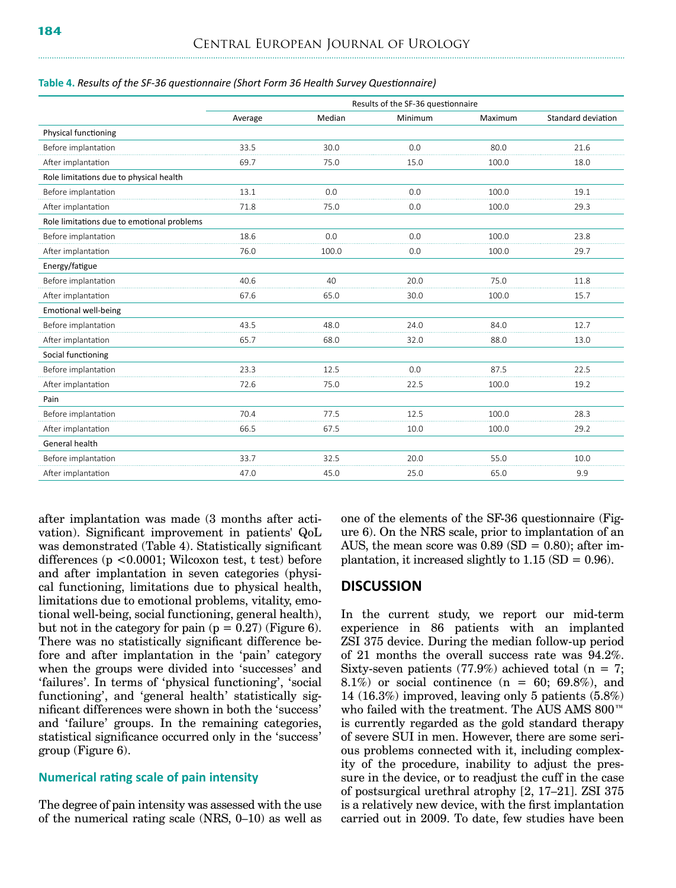**Table 4.** *Results of the SF-36 questionnaire (Short Form 36 Health Survey Questionnaire)*

| | Results of the SF-36 questionnaire | | | | |
|---|---|---|---|---|---|
| | Average | Median | Minimum | Maximum | Standard deviation |
| **Physical functioning** | | | | | |
| Before implantation | 33.5 | 30.0 | 0.0 | 80.0 | 21.6 |
| After implantation | 69.7 | 75.0 | 15.0 | 100.0 | 18.0 |
| **Role limitations due to physical health** | | | | | |
| Before implantation | 13.1 | 0.0 | 0.0 | 100.0 | 19.1 |
| After implantation | 71.8 | 75.0 | 0.0 | 100.0 | 29.3 |
| **Role limitations due to emotional problems** | | | | | |
| Before implantation | 18.6 | 0.0 | 0.0 | 100.0 | 23.8 |
| After implantation | 76.0 | 100.0 | 0.0 | 100.0 | 29.7 |
| **Energy/fatigue** | | | | | |
| Before implantation | 40.6 | 40 | 20.0 | 75.0 | 11.8 |
| After implantation | 67.6 | 65.0 | 30.0 | 100.0 | 15.7 |
| **Emotional well-being** | | | | | |
| Before implantation | 43.5 | 48.0 | 24.0 | 84.0 | 12.7 |
| After implantation | 65.7 | 68.0 | 32.0 | 88.0 | 13.0 |
| **Social functioning** | | | | | |
| Before implantation | 23.3 | 12.5 | 0.0 | 87.5 | 22.5 |
| After implantation | 72.6 | 75.0 | 22.5 | 100.0 | 19.2 |
| **Pain** | | | | | |
| Before implantation | 70.4 | 77.5 | 12.5 | 100.0 | 28.3 |
| After implantation | 66.5 | 67.5 | 10.0 | 100.0 | 29.2 |
| **General health** | | | | | |
| Before implantation | 33.7 | 32.5 | 20.0 | 55.0 | 10.0 |
| After implantation | 47.0 | 45.0 | 25.0 | 65.0 | 9.9 |

after implantation was made (3 months after activation). Significant improvement in patients' QoL was demonstrated (Table 4). Statistically significant differences ($p < 0.0001$; Wilcoxon test, t test) before and after implantation in seven categories (physical functioning, limitations due to physical health, limitations due to emotional problems, vitality, emotional well-being, social functioning, general health), but not in the category for pain ($p = 0.27$) (Figure 6). There was no statistically significant difference before and after implantation in the 'pain' category when the groups were divided into 'successes' and 'failures'. In terms of 'physical functioning', 'social functioning', and 'general health' statistically significant differences were shown in both the 'success' and 'failure' groups. In the remaining categories, statistical significance occurred only in the 'success' group (Figure 6).

### Numerical rating scale of pain intensity

The degree of pain intensity was assessed with the use of the numerical rating scale (NRS, 0–10) as well as one of the elements of the SF-36 questionnaire (Figure 6). On the NRS scale, prior to implantation of an AUS, the mean score was 0.89 (SD = 0.80); after implantation, it increased slightly to 1.15 (SD = 0.96).

## DISCUSSION

In the current study, we report our mid-term experience in 86 patients with an implanted ZSI 375 device. During the median follow-up period of 21 months the overall success rate was 94.2%. Sixty-seven patients (77.9%) achieved total (n = 7; 8.1%) or social continence (n = 60; 69.8%), and 14 (16.3%) improved, leaving only 5 patients (5.8%) who failed with the treatment. The AUS AMS 800™ is currently regarded as the gold standard therapy of severe SUI in men. However, there are some serious problems connected with it, including complexity of the procedure, inability to adjust the pressure in the device, or to readjust the cuff in the case of postsurgical urethral atrophy [2, 17–21]. ZSI 375 is a relatively new device, with the first implantation carried out in 2009. To date, few studies have been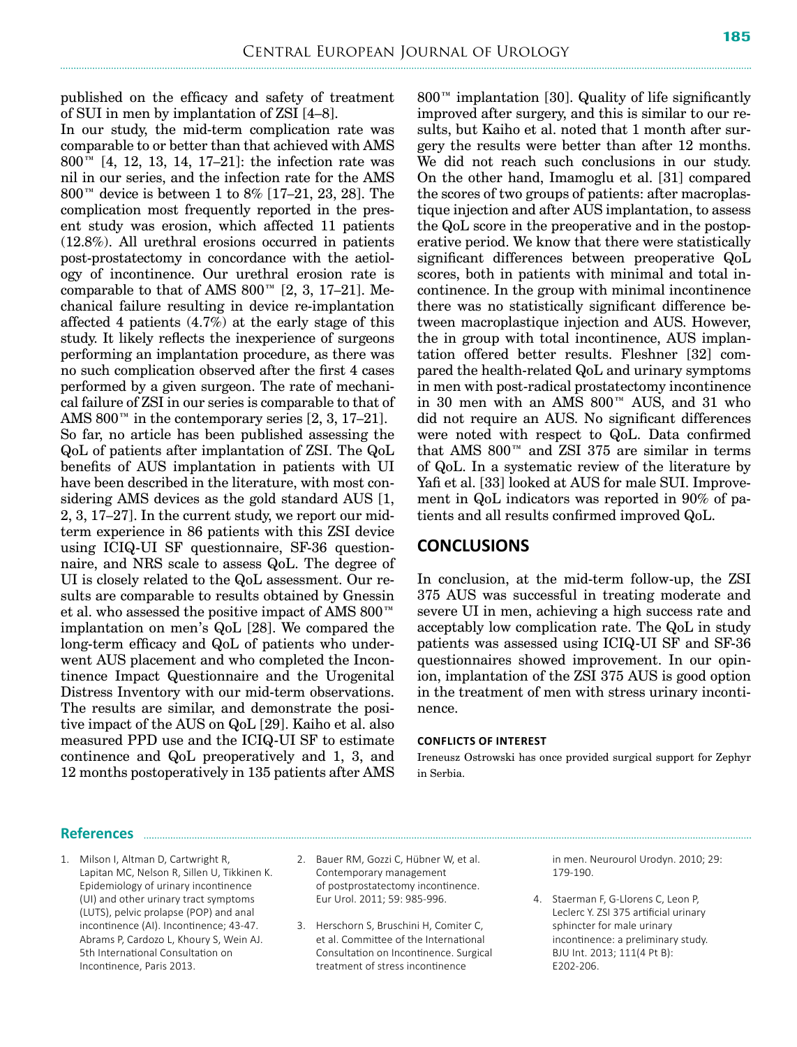published on the efficacy and safety of treatment of SUI in men by implantation of ZSI [4–8].

In our study, the mid-term complication rate was comparable to or better than that achieved with AMS 800™ [4, 12, 13, 14, 17–21]: the infection rate was nil in our series, and the infection rate for the AMS 800™ device is between 1 to 8% [17–21, 23, 28]. The complication most frequently reported in the present study was erosion, which affected 11 patients (12.8%). All urethral erosions occurred in patients post-prostatectomy in concordance with the aetiology of incontinence. Our urethral erosion rate is comparable to that of AMS 800™ [2, 3, 17–21]. Mechanical failure resulting in device re-implantation affected 4 patients (4.7%) at the early stage of this study. It likely reflects the inexperience of surgeons performing an implantation procedure, as there was no such complication observed after the first 4 cases performed by a given surgeon. The rate of mechanical failure of ZSI in our series is comparable to that of AMS 800™ in the contemporary series [2, 3, 17–21].

So far, no article has been published assessing the QoL of patients after implantation of ZSI. The QoL benefits of AUS implantation in patients with UI have been described in the literature, with most considering AMS devices as the gold standard AUS [1, 2, 3, 17–27]. In the current study, we report our mid-term experience in 86 patients with this ZSI device using ICIQ-UI SF questionnaire, SF-36 questionnaire, and NRS scale to assess QoL. The degree of UI is closely related to the QoL assessment. Our results are comparable to results obtained by Gnessin et al. who assessed the positive impact of AMS 800™ implantation on men's QoL [28]. We compared the long-term efficacy and QoL of patients who underwent AUS placement and who completed the Incontinence Impact Questionnaire and the Urogenital Distress Inventory with our mid-term observations. The results are similar, and demonstrate the positive impact of the AUS on QoL [29]. Kaiho et al. also measured PPD use and the ICIQ-UI SF to estimate continence and QoL preoperatively and 1, 3, and 12 months postoperatively in 135 patients after AMS 800™ implantation [30]. Quality of life significantly improved after surgery, and this is similar to our results, but Kaiho et al. noted that 1 month after surgery the results were better than after 12 months. We did not reach such conclusions in our study. On the other hand, Imamoglu et al. [31] compared the scores of two groups of patients: after macroplastique injection and after AUS implantation, to assess the QoL score in the preoperative and in the postoperative period. We know that there were statistically significant differences between preoperative QoL scores, both in patients with minimal and total incontinence. In the group with minimal incontinence there was no statistically significant difference between macroplastique injection and AUS. However, the in group with total incontinence, AUS implantation offered better results. Fleshner [32] compared the health-related QoL and urinary symptoms in men with post-radical prostatectomy incontinence in 30 men with an AMS 800™ AUS, and 31 who did not require an AUS. No significant differences were noted with respect to QoL. Data confirmed that AMS 800™ and ZSI 375 are similar in terms of QoL. In a systematic review of the literature by Yafi et al. [33] looked at AUS for male SUI. Improvement in QoL indicators was reported in 90% of patients and all results confirmed improved QoL.

## CONCLUSIONS

In conclusion, at the mid-term follow-up, the ZSI 375 AUS was successful in treating moderate and severe UI in men, achieving a high success rate and acceptably low complication rate. The QoL in study patients was assessed using ICIQ-UI SF and SF-36 questionnaires showed improvement. In our opinion, implantation of the ZSI 375 AUS is good option in the treatment of men with stress urinary incontinence.

#### CONFLICTS OF INTEREST

Ireneusz Ostrowski has once provided surgical support for Zephyr in Serbia.

## References

1. Milson I, Altman D, Cartwright R, Lapitan MC, Nelson R, Sillen U, Tikkinen K. Epidemiology of urinary incontinence (UI) and other urinary tract symptoms (LUTS), pelvic prolapse (POP) and anal incontinence (AI). Incontinence; 43-47. Abrams P, Cardozo L, Khoury S, Wein AJ. 5th International Consultation on Incontinence, Paris 2013.
2. Bauer RM, Gozzi C, Hübner W, et al. Contemporary management of postprostatectomy incontinence. Eur Urol. 2011; 59: 985-996.
3. Herschorn S, Bruschini H, Comiter C, et al. Committee of the International Consultation on Incontinence. Surgical treatment of stress incontinence in men. Neurourol Urodyn. 2010; 29: 179-190.
4. Staerman F, G-Llorens C, Leon P, Leclerc Y. ZSI 375 artificial urinary sphincter for male urinary incontinence: a preliminary study. BJU Int. 2013; 111(4 Pt B): E202-206.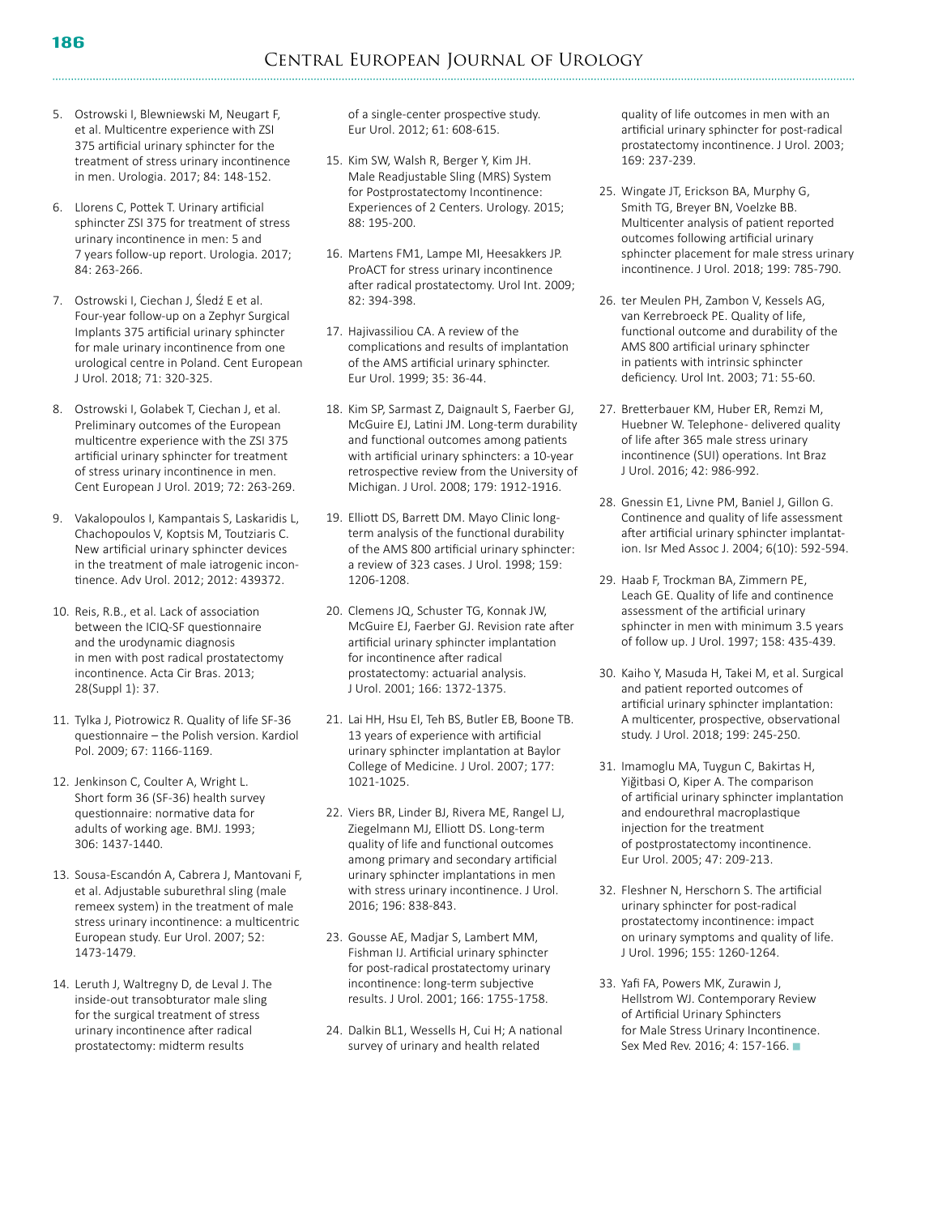5. Ostrowski I, Blewniewski M, Neugart F, et al. Multicentre experience with ZSI 375 artificial urinary sphincter for the treatment of stress urinary incontinence in men. Urologia. 2017; 84: 148-152.

6. Llorens C, Pottek T. Urinary artificial sphincter ZSI 375 for treatment of stress urinary incontinence in men: 5 and 7 years follow-up report. Urologia. 2017; 84: 263-266.

7. Ostrowski I, Ciechan J, Śledź E et al. Four-year follow-up on a Zephyr Surgical Implants 375 artificial urinary sphincter for male urinary incontinence from one urological centre in Poland. Cent European J Urol. 2018; 71: 320-325.

8. Ostrowski I, Golabek T, Ciechan J, et al. Preliminary outcomes of the European multicentre experience with the ZSI 375 artificial urinary sphincter for treatment of stress urinary incontinence in men. Cent European J Urol. 2019; 72: 263-269.

9. Vakalopoulos I, Kampantais S, Laskaridis L, Chachopoulos V, Koptsis M, Toutziaris C. New artificial urinary sphincter devices in the treatment of male iatrogenic incontinence. Adv Urol. 2012; 2012: 439372.

10. Reis, R.B., et al. Lack of association between the ICIQ-SF questionnaire and the urodynamic diagnosis in men with post radical prostatectomy incontinence. Acta Cir Bras. 2013; 28(Suppl 1): 37.

11. Tylka J, Piotrowicz R. Quality of life SF-36 questionnaire – the Polish version. Kardiol Pol. 2009; 67: 1166-1169.

12. Jenkinson C, Coulter A, Wright L. Short form 36 (SF-36) health survey questionnaire: normative data for adults of working age. BMJ. 1993; 306: 1437-1440.

13. Sousa-Escandón A, Cabrera J, Mantovani F, et al. Adjustable suburethral sling (male remeex system) in the treatment of male stress urinary incontinence: a multicentric European study. Eur Urol. 2007; 52: 1473-1479.

14. Leruth J, Waltregny D, de Leval J. The inside-out transobturator male sling for the surgical treatment of stress urinary incontinence after radical prostatectomy: midterm results of a single-center prospective study. Eur Urol. 2012; 61: 608-615.

15. Kim SW, Walsh R, Berger Y, Kim JH. Male Readjustable Sling (MRS) System for Postprostatectomy Incontinence: Experiences of 2 Centers. Urology. 2015; 88: 195-200.

16. Martens FM1, Lampe MI, Heesakkers JP. ProACT for stress urinary incontinence after radical prostatectomy. Urol Int. 2009; 82: 394-398.

17. Hajivassiliou CA. A review of the complications and results of implantation of the AMS artificial urinary sphincter. Eur Urol. 1999; 35: 36-44.

18. Kim SP, Sarmast Z, Daignault S, Faerber GJ, McGuire EJ, Latini JM. Long-term durability and functional outcomes among patients with artificial urinary sphincters: a 10-year retrospective review from the University of Michigan. J Urol. 2008; 179: 1912-1916.

19. Elliott DS, Barrett DM. Mayo Clinic long-term analysis of the functional durability of the AMS 800 artificial urinary sphincter: a review of 323 cases. J Urol. 1998; 159: 1206-1208.

20. Clemens JQ, Schuster TG, Konnak JW, McGuire EJ, Faerber GJ. Revision rate after artificial urinary sphincter implantation for incontinence after radical prostatectomy: actuarial analysis. J Urol. 2001; 166: 1372-1375.

21. Lai HH, Hsu EI, Teh BS, Butler EB, Boone TB. 13 years of experience with artificial urinary sphincter implantation at Baylor College of Medicine. J Urol. 2007; 177: 1021-1025.

22. Viers BR, Linder BJ, Rivera ME, Rangel LJ, Ziegelmann MJ, Elliott DS. Long-term quality of life and functional outcomes among primary and secondary artificial urinary sphincter implantations in men with stress urinary incontinence. J Urol. 2016; 196: 838-843.

23. Gousse AE, Madjar S, Lambert MM, Fishman IJ. Artificial urinary sphincter for post-radical prostatectomy urinary incontinence: long-term subjective results. J Urol. 2001; 166: 1755-1758.

24. Dalkin BL1, Wessells H, Cui H; A national survey of urinary and health related quality of life outcomes in men with an artificial urinary sphincter for post-radical prostatectomy incontinence. J Urol. 2003; 169: 237-239.

25. Wingate JT, Erickson BA, Murphy G, Smith TG, Breyer BN, Voelzke BB. Multicenter analysis of patient reported outcomes following artificial urinary sphincter placement for male stress urinary incontinence. J Urol. 2018; 199: 785-790.

26. ter Meulen PH, Zambon V, Kessels AG, van Kerrebroeck PE. Quality of life, functional outcome and durability of the AMS 800 artificial urinary sphincter in patients with intrinsic sphincter deficiency. Urol Int. 2003; 71: 55-60.

27. Bretterbauer KM, Huber ER, Remzi M, Huebner W. Telephone- delivered quality of life after 365 male stress urinary incontinence (SUI) operations. Int Braz J Urol. 2016; 42: 986-992.

28. Gnessin E1, Livne PM, Baniel J, Gillon G. Continence and quality of life assessment after artificial urinary sphincter implantation. Isr Med Assoc J. 2004; 6(10): 592-594.

29. Haab F, Trockman BA, Zimmern PE, Leach GE. Quality of life and continence assessment of the artificial urinary sphincter in men with minimum 3.5 years of follow up. J Urol. 1997; 158: 435-439.

30. Kaiho Y, Masuda H, Takei M, et al. Surgical and patient reported outcomes of artificial urinary sphincter implantation: A multicenter, prospective, observational study. J Urol. 2018; 199: 245-250.

31. Imamoglu MA, Tuygun C, Bakirtas H, Yiğitbasi O, Kiper A. The comparison of artificial urinary sphincter implantation and endourethral macroplastique injection for the treatment of postprostatectomy incontinence. Eur Urol. 2005; 47: 209-213.

32. Fleshner N, Herschorn S. The artificial urinary sphincter for post-radical prostatectomy incontinence: impact on urinary symptoms and quality of life. J Urol. 1996; 155: 1260-1264.

33. Yafi FA, Powers MK, Zurawin J, Hellstrom WJ. Contemporary Review of Artificial Urinary Sphincters for Male Stress Urinary Incontinence. Sex Med Rev. 2016; 4: 157-166.